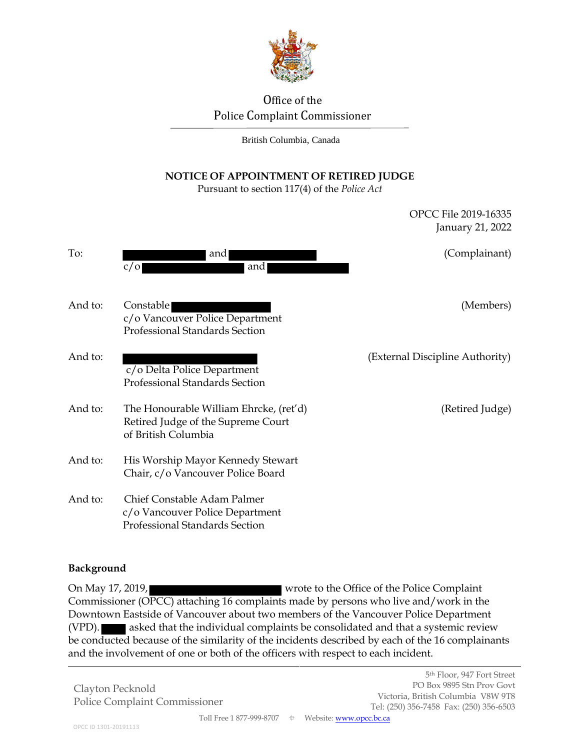Office of the
Police Complaint Commissioner

British Columbia, Canada

**NOTICE OF APPOINTMENT OF RETIRED JUDGE**
Pursuant to section 117(4) of the *Police Act*

OPCC File 2019-16335
January 21, 2022

To: ██████ and ██████ (Complainant)
c/o ██████ and ██████

And to: Constable ██████ (Members)
c/o Vancouver Police Department
Professional Standards Section

And to: ██████ (External Discipline Authority)
c/o Delta Police Department
Professional Standards Section

And to: The Honourable William Ehrcke, (ret'd) (Retired Judge)
Retired Judge of the Supreme Court
of British Columbia

And to: His Worship Mayor Kennedy Stewart
Chair, c/o Vancouver Police Board

And to: Chief Constable Adam Palmer
c/o Vancouver Police Department
Professional Standards Section

**Background**

On May 17, 2019, ██████ wrote to the Office of the Police Complaint Commissioner (OPCC) attaching 16 complaints made by persons who live and/work in the Downtown Eastside of Vancouver about two members of the Vancouver Police Department (VPD). ██ asked that the individual complaints be consolidated and that a systemic review be conducted because of the similarity of the incidents described by each of the 16 complainants and the involvement of one or both of the officers with respect to each incident.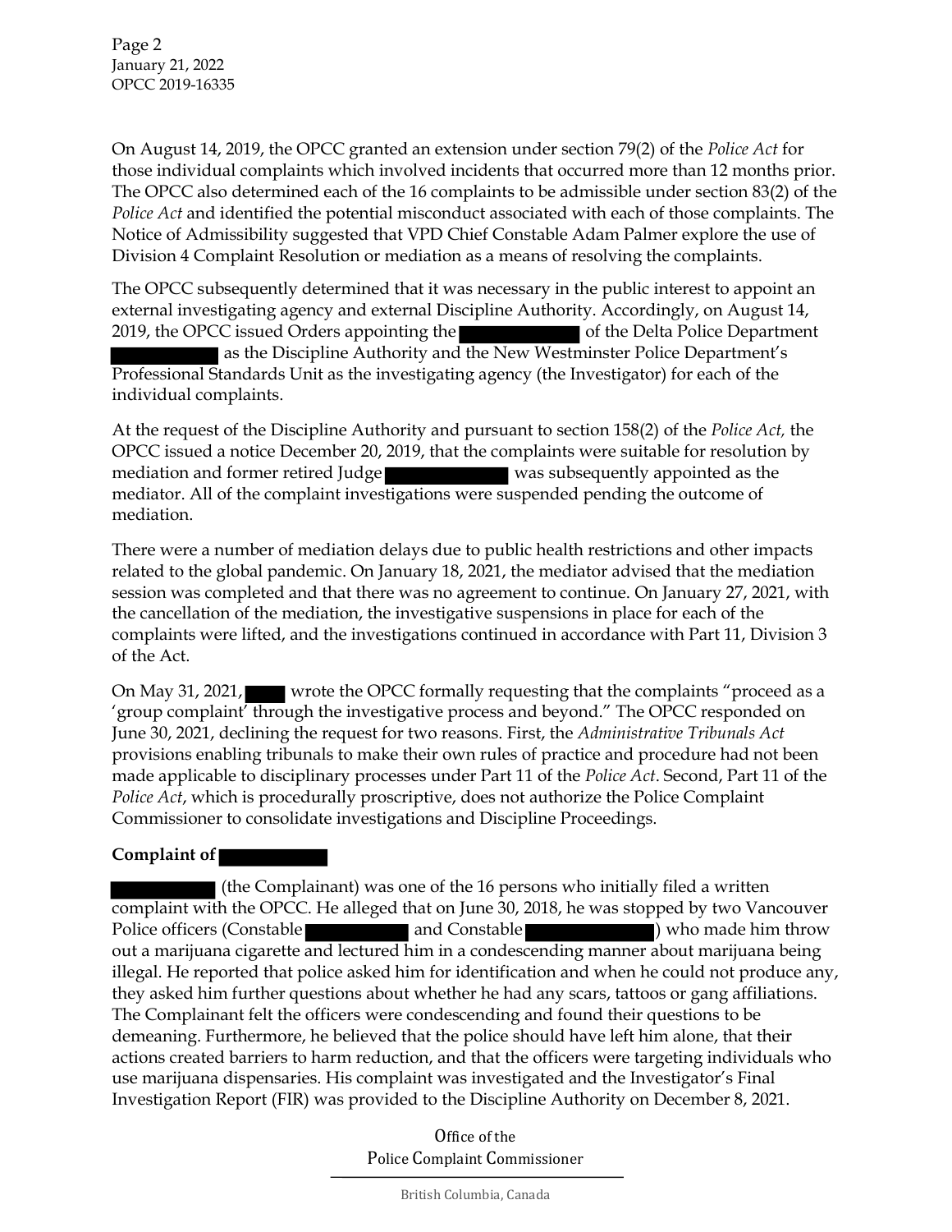On August 14, 2019, the OPCC granted an extension under section 79(2) of the *Police Act* for those individual complaints which involved incidents that occurred more than 12 months prior. The OPCC also determined each of the 16 complaints to be admissible under section 83(2) of the *Police Act* and identified the potential misconduct associated with each of those complaints. The Notice of Admissibility suggested that VPD Chief Constable Adam Palmer explore the use of Division 4 Complaint Resolution or mediation as a means of resolving the complaints.

The OPCC subsequently determined that it was necessary in the public interest to appoint an external investigating agency and external Discipline Authority. Accordingly, on August 14, 2019, the OPCC issued Orders appointing the [REDACTED] of the Delta Police Department [REDACTED] as the Discipline Authority and the New Westminster Police Department's Professional Standards Unit as the investigating agency (the Investigator) for each of the individual complaints.

At the request of the Discipline Authority and pursuant to section 158(2) of the *Police Act,* the OPCC issued a notice December 20, 2019, that the complaints were suitable for resolution by mediation and former retired Judge [REDACTED] was subsequently appointed as the mediator. All of the complaint investigations were suspended pending the outcome of mediation.

There were a number of mediation delays due to public health restrictions and other impacts related to the global pandemic. On January 18, 2021, the mediator advised that the mediation session was completed and that there was no agreement to continue. On January 27, 2021, with the cancellation of the mediation, the investigative suspensions in place for each of the complaints were lifted, and the investigations continued in accordance with Part 11, Division 3 of the Act.

On May 31, 2021, [REDACTED] wrote the OPCC formally requesting that the complaints "proceed as a 'group complaint' through the investigative process and beyond." The OPCC responded on June 30, 2021, declining the request for two reasons. First, the *Administrative Tribunals Act* provisions enabling tribunals to make their own rules of practice and procedure had not been made applicable to disciplinary processes under Part 11 of the *Police Act*. Second, Part 11 of the *Police Act*, which is procedurally proscriptive, does not authorize the Police Complaint Commissioner to consolidate investigations and Discipline Proceedings.

**Complaint of [REDACTED]**

[REDACTED] (the Complainant) was one of the 16 persons who initially filed a written complaint with the OPCC. He alleged that on June 30, 2018, he was stopped by two Vancouver Police officers (Constable [REDACTED] and Constable [REDACTED]) who made him throw out a marijuana cigarette and lectured him in a condescending manner about marijuana being illegal. He reported that police asked him for identification and when he could not produce any, they asked him further questions about whether he had any scars, tattoos or gang affiliations. The Complainant felt the officers were condescending and found their questions to be demeaning. Furthermore, he believed that the police should have left him alone, that their actions created barriers to harm reduction, and that the officers were targeting individuals who use marijuana dispensaries. His complaint was investigated and the Investigator's Final Investigation Report (FIR) was provided to the Discipline Authority on December 8, 2021.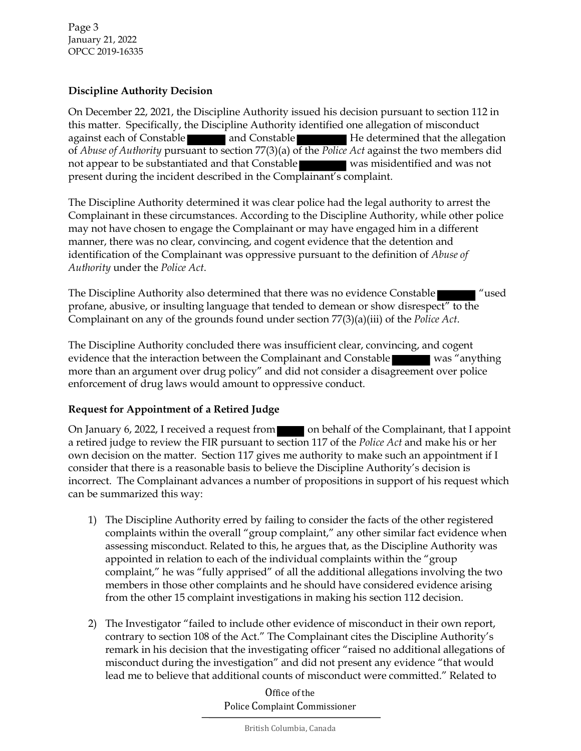## Discipline Authority Decision

On December 22, 2021, the Discipline Authority issued his decision pursuant to section 112 in this matter. Specifically, the Discipline Authority identified one allegation of misconduct against each of Constable ██████ and Constable ██████ He determined that the allegation of *Abuse of Authority* pursuant to section 77(3)(a) of the *Police Act* against the two members did not appear to be substantiated and that Constable ██████ was misidentified and was not present during the incident described in the Complainant's complaint.

The Discipline Authority determined it was clear police had the legal authority to arrest the Complainant in these circumstances. According to the Discipline Authority, while other police may not have chosen to engage the Complainant or may have engaged him in a different manner, there was no clear, convincing, and cogent evidence that the detention and identification of the Complainant was oppressive pursuant to the definition of *Abuse of Authority* under the *Police Act*.

The Discipline Authority also determined that there was no evidence Constable ██████ "used profane, abusive, or insulting language that tended to demean or show disrespect" to the Complainant on any of the grounds found under section 77(3)(a)(iii) of the *Police Act*.

The Discipline Authority concluded there was insufficient clear, convincing, and cogent evidence that the interaction between the Complainant and Constable ██████ was "anything more than an argument over drug policy" and did not consider a disagreement over police enforcement of drug laws would amount to oppressive conduct.

## Request for Appointment of a Retired Judge

On January 6, 2022, I received a request from ████ on behalf of the Complainant, that I appoint a retired judge to review the FIR pursuant to section 117 of the *Police Act* and make his or her own decision on the matter. Section 117 gives me authority to make such an appointment if I consider that there is a reasonable basis to believe the Discipline Authority's decision is incorrect. The Complainant advances a number of propositions in support of his request which can be summarized this way:

1) The Discipline Authority erred by failing to consider the facts of the other registered complaints within the overall "group complaint," any other similar fact evidence when assessing misconduct. Related to this, he argues that, as the Discipline Authority was appointed in relation to each of the individual complaints within the "group complaint," he was "fully apprised" of all the additional allegations involving the two members in those other complaints and he should have considered evidence arising from the other 15 complaint investigations in making his section 112 decision.

2) The Investigator "failed to include other evidence of misconduct in their own report, contrary to section 108 of the Act." The Complainant cites the Discipline Authority's remark in his decision that the investigating officer "raised no additional allegations of misconduct during the investigation" and did not present any evidence "that would lead me to believe that additional counts of misconduct were committed." Related to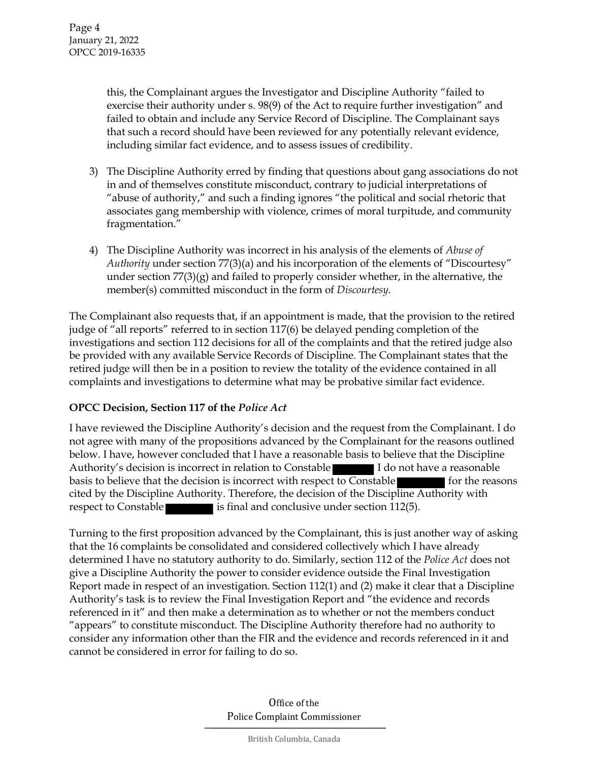this, the Complainant argues the Investigator and Discipline Authority "failed to exercise their authority under s. 98(9) of the Act to require further investigation" and failed to obtain and include any Service Record of Discipline. The Complainant says that such a record should have been reviewed for any potentially relevant evidence, including similar fact evidence, and to assess issues of credibility.

3) The Discipline Authority erred by finding that questions about gang associations do not in and of themselves constitute misconduct, contrary to judicial interpretations of "abuse of authority," and such a finding ignores "the political and social rhetoric that associates gang membership with violence, crimes of moral turpitude, and community fragmentation."

4) The Discipline Authority was incorrect in his analysis of the elements of *Abuse of Authority* under section 77(3)(a) and his incorporation of the elements of "Discourtesy" under section 77(3)(g) and failed to properly consider whether, in the alternative, the member(s) committed misconduct in the form of *Discourtesy*.

The Complainant also requests that, if an appointment is made, that the provision to the retired judge of "all reports" referred to in section 117(6) be delayed pending completion of the investigations and section 112 decisions for all of the complaints and that the retired judge also be provided with any available Service Records of Discipline. The Complainant states that the retired judge will then be in a position to review the totality of the evidence contained in all complaints and investigations to determine what may be probative similar fact evidence.

**OPCC Decision, Section 117 of the *Police Act***

I have reviewed the Discipline Authority's decision and the request from the Complainant. I do not agree with many of the propositions advanced by the Complainant for the reasons outlined below. I have, however concluded that I have a reasonable basis to believe that the Discipline Authority's decision is incorrect in relation to Constable ██████ I do not have a reasonable basis to believe that the decision is incorrect with respect to Constable ██████ for the reasons cited by the Discipline Authority. Therefore, the decision of the Discipline Authority with respect to Constable ██████ is final and conclusive under section 112(5).

Turning to the first proposition advanced by the Complainant, this is just another way of asking that the 16 complaints be consolidated and considered collectively which I have already determined I have no statutory authority to do. Similarly, section 112 of the *Police Act* does not give a Discipline Authority the power to consider evidence outside the Final Investigation Report made in respect of an investigation. Section 112(1) and (2) make it clear that a Discipline Authority's task is to review the Final Investigation Report and "the evidence and records referenced in it" and then make a determination as to whether or not the members conduct "appears" to constitute misconduct. The Discipline Authority therefore had no authority to consider any information other than the FIR and the evidence and records referenced in it and cannot be considered in error for failing to do so.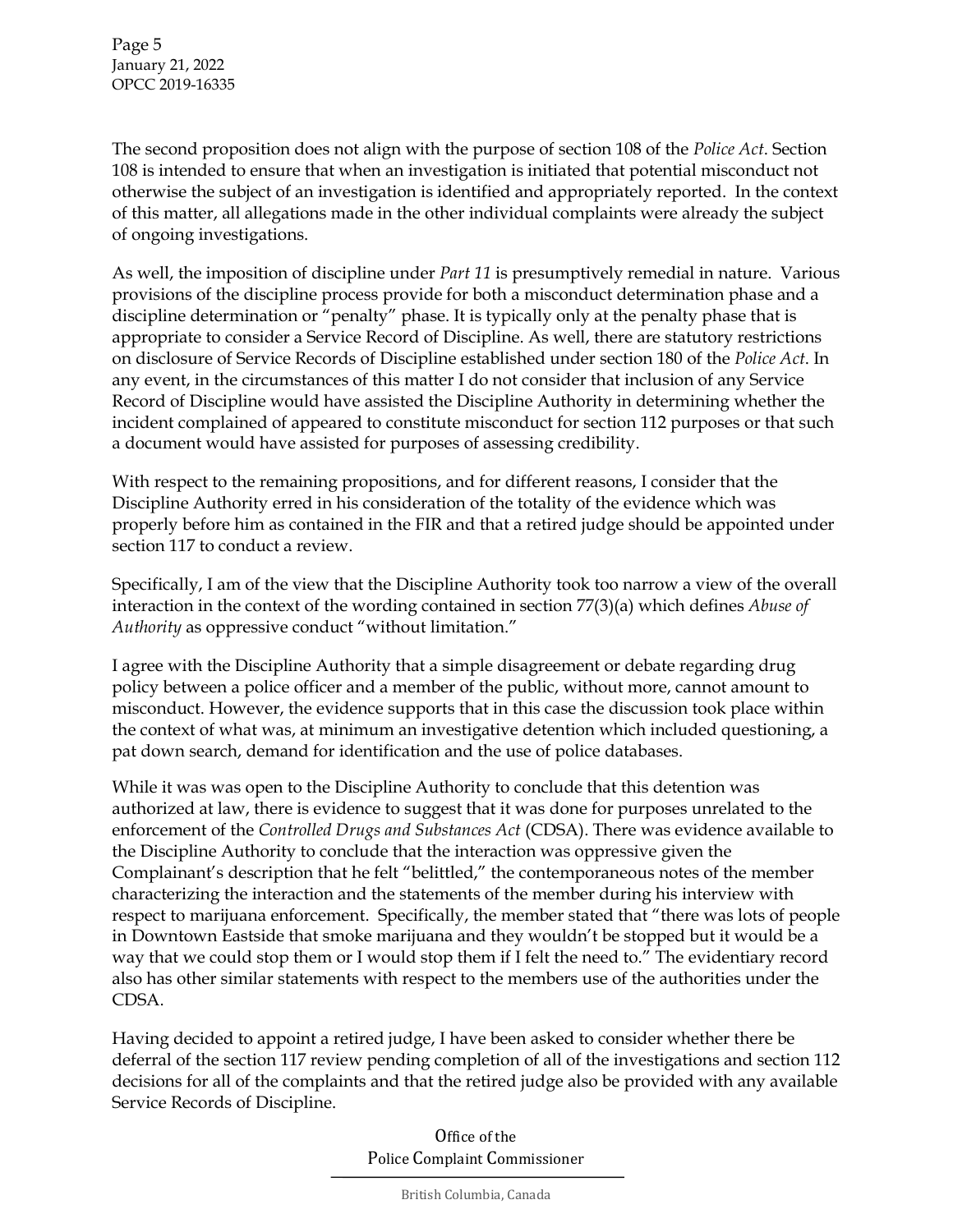The second proposition does not align with the purpose of section 108 of the *Police Act*. Section 108 is intended to ensure that when an investigation is initiated that potential misconduct not otherwise the subject of an investigation is identified and appropriately reported. In the context of this matter, all allegations made in the other individual complaints were already the subject of ongoing investigations.

As well, the imposition of discipline under *Part 11* is presumptively remedial in nature. Various provisions of the discipline process provide for both a misconduct determination phase and a discipline determination or "penalty" phase. It is typically only at the penalty phase that is appropriate to consider a Service Record of Discipline. As well, there are statutory restrictions on disclosure of Service Records of Discipline established under section 180 of the *Police Act*. In any event, in the circumstances of this matter I do not consider that inclusion of any Service Record of Discipline would have assisted the Discipline Authority in determining whether the incident complained of appeared to constitute misconduct for section 112 purposes or that such a document would have assisted for purposes of assessing credibility.

With respect to the remaining propositions, and for different reasons, I consider that the Discipline Authority erred in his consideration of the totality of the evidence which was properly before him as contained in the FIR and that a retired judge should be appointed under section 117 to conduct a review.

Specifically, I am of the view that the Discipline Authority took too narrow a view of the overall interaction in the context of the wording contained in section 77(3)(a) which defines *Abuse of Authority* as oppressive conduct "without limitation."

I agree with the Discipline Authority that a simple disagreement or debate regarding drug policy between a police officer and a member of the public, without more, cannot amount to misconduct. However, the evidence supports that in this case the discussion took place within the context of what was, at minimum an investigative detention which included questioning, a pat down search, demand for identification and the use of police databases.

While it was was open to the Discipline Authority to conclude that this detention was authorized at law, there is evidence to suggest that it was done for purposes unrelated to the enforcement of the *Controlled Drugs and Substances Act* (CDSA). There was evidence available to the Discipline Authority to conclude that the interaction was oppressive given the Complainant's description that he felt "belittled," the contemporaneous notes of the member characterizing the interaction and the statements of the member during his interview with respect to marijuana enforcement. Specifically, the member stated that "there was lots of people in Downtown Eastside that smoke marijuana and they wouldn't be stopped but it would be a way that we could stop them or I would stop them if I felt the need to." The evidentiary record also has other similar statements with respect to the members use of the authorities under the CDSA.

Having decided to appoint a retired judge, I have been asked to consider whether there be deferral of the section 117 review pending completion of all of the investigations and section 112 decisions for all of the complaints and that the retired judge also be provided with any available Service Records of Discipline.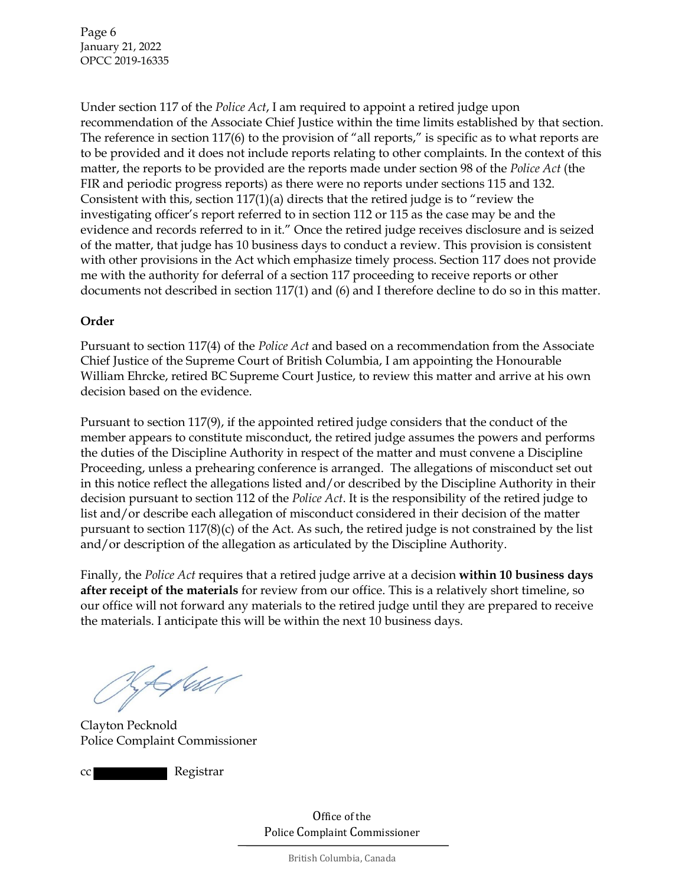Under section 117 of the *Police Act*, I am required to appoint a retired judge upon recommendation of the Associate Chief Justice within the time limits established by that section. The reference in section 117(6) to the provision of "all reports," is specific as to what reports are to be provided and it does not include reports relating to other complaints. In the context of this matter, the reports to be provided are the reports made under section 98 of the *Police Act* (the FIR and periodic progress reports) as there were no reports under sections 115 and 132. Consistent with this, section 117(1)(a) directs that the retired judge is to "review the investigating officer's report referred to in section 112 or 115 as the case may be and the evidence and records referred to in it." Once the retired judge receives disclosure and is seized of the matter, that judge has 10 business days to conduct a review. This provision is consistent with other provisions in the Act which emphasize timely process. Section 117 does not provide me with the authority for deferral of a section 117 proceeding to receive reports or other documents not described in section 117(1) and (6) and I therefore decline to do so in this matter.

**Order**

Pursuant to section 117(4) of the *Police Act* and based on a recommendation from the Associate Chief Justice of the Supreme Court of British Columbia, I am appointing the Honourable William Ehrcke, retired BC Supreme Court Justice, to review this matter and arrive at his own decision based on the evidence.

Pursuant to section 117(9), if the appointed retired judge considers that the conduct of the member appears to constitute misconduct, the retired judge assumes the powers and performs the duties of the Discipline Authority in respect of the matter and must convene a Discipline Proceeding, unless a prehearing conference is arranged. The allegations of misconduct set out in this notice reflect the allegations listed and/or described by the Discipline Authority in their decision pursuant to section 112 of the *Police Act*. It is the responsibility of the retired judge to list and/or describe each allegation of misconduct considered in their decision of the matter pursuant to section 117(8)(c) of the Act. As such, the retired judge is not constrained by the list and/or description of the allegation as articulated by the Discipline Authority.

Finally, the *Police Act* requires that a retired judge arrive at a decision **within 10 business days after receipt of the materials** for review from our office. This is a relatively short timeline, so our office will not forward any materials to the retired judge until they are prepared to receive the materials. I anticipate this will be within the next 10 business days.

Clayton Pecknold
Police Complaint Commissioner

cc ██████████ Registrar